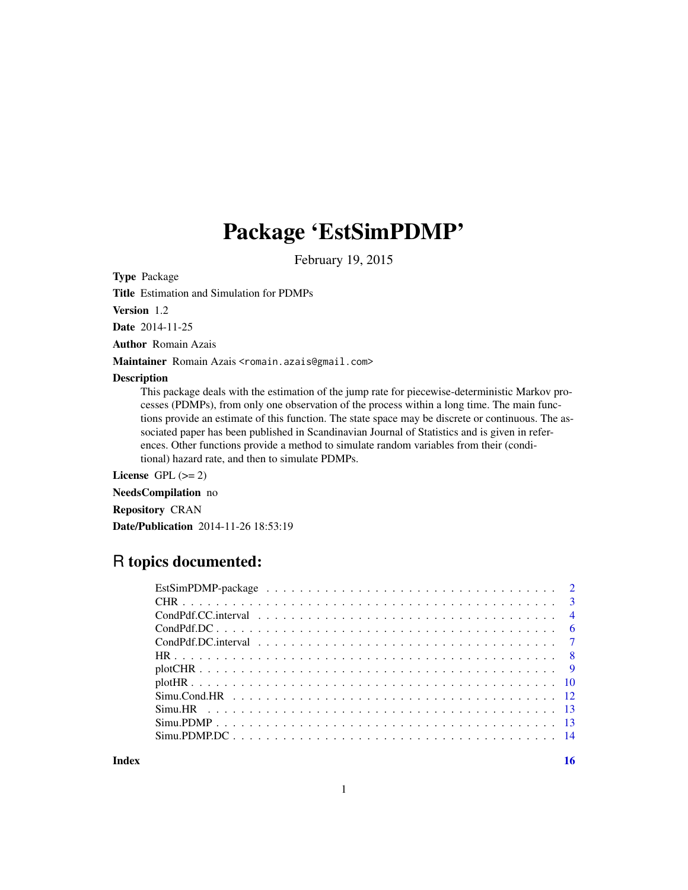# Package 'EstSimPDMP'

February 19, 2015

**Type** Package

**Title** Estimation and Simulation for PDMPs

**Version** 1.2

**Date** 2014-11-25

**Author** Romain Azais

**Maintainer** Romain Azais <romain.azais@gmail.com>

**Description**
This package deals with the estimation of the jump rate for piecewise-deterministic Markov processes (PDMPs), from only one observation of the process within a long time. The main functions provide an estimate of this function. The state space may be discrete or continuous. The associated paper has been published in Scandinavian Journal of Statistics and is given in references. Other functions provide a method to simulate random variables from their (conditional) hazard rate, and then to simulate PDMPs.

**License** GPL (>= 2)

**NeedsCompilation** no

**Repository** CRAN

**Date/Publication** 2014-11-26 18:53:19

## R topics documented:

- EstSimPDMP-package . . . 2
- CHR . . . 3
- CondPdf.CC.interval . . . 4
- CondPdf.DC . . . 6
- CondPdf.DC.interval . . . 7
- HR . . . 8
- plotCHR . . . 9
- plotHR . . . 10
- Simu.Cond.HR . . . 12
- Simu.HR . . . 13
- Simu.PDMP . . . 13
- Simu.PDMP.DC . . . 14

**Index** 16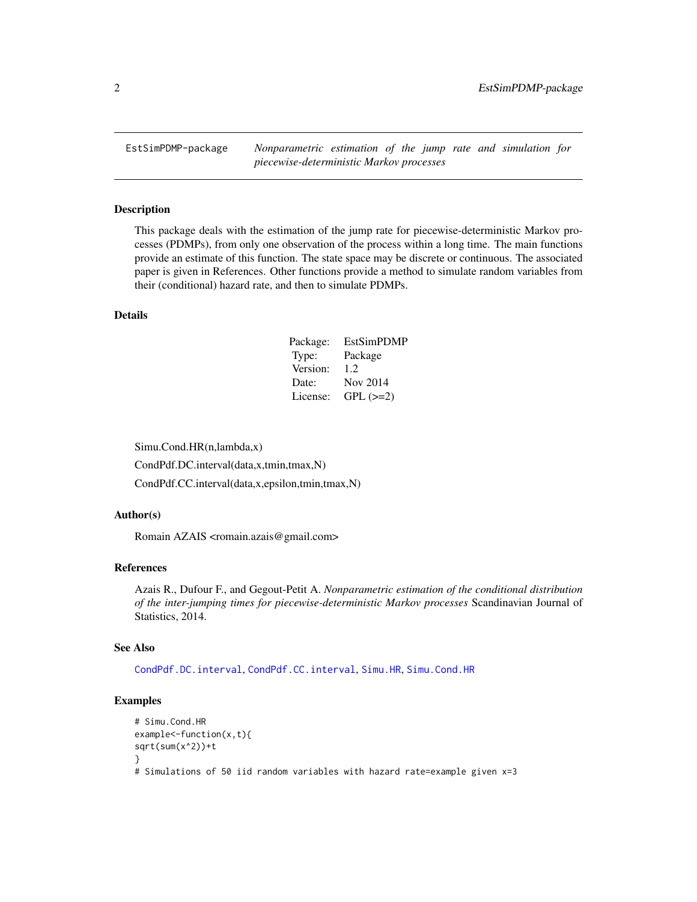EstSimPDMP-package *Nonparametric estimation of the jump rate and simulation for piecewise-deterministic Markov processes*

### Description

This package deals with the estimation of the jump rate for piecewise-deterministic Markov processes (PDMPs), from only one observation of the process within a long time. The main functions provide an estimate of this function. The state space may be discrete or continuous. The associated paper is given in References. Other functions provide a method to simulate random variables from their (conditional) hazard rate, and then to simulate PDMPs.

### Details

| | |
|---|---|
| Package: | EstSimPDMP |
| Type: | Package |
| Version: | 1.2 |
| Date: | Nov 2014 |
| License: | GPL (>=2) |

Simu.Cond.HR(n,lambda,x)

CondPdf.DC.interval(data,x,tmin,tmax,N)

CondPdf.CC.interval(data,x,epsilon,tmin,tmax,N)

### Author(s)

Romain AZAIS <romain.azais@gmail.com>

### References

Azais R., Dufour F., and Gegout-Petit A. *Nonparametric estimation of the conditional distribution of the inter-jumping times for piecewise-deterministic Markov processes* Scandinavian Journal of Statistics, 2014.

### See Also

CondPdf.DC.interval, CondPdf.CC.interval, Simu.HR, Simu.Cond.HR

### Examples

```
# Simu.Cond.HR
example<-function(x,t){
sqrt(sum(x^2))+t
}
# Simulations of 50 iid random variables with hazard rate=example given x=3
```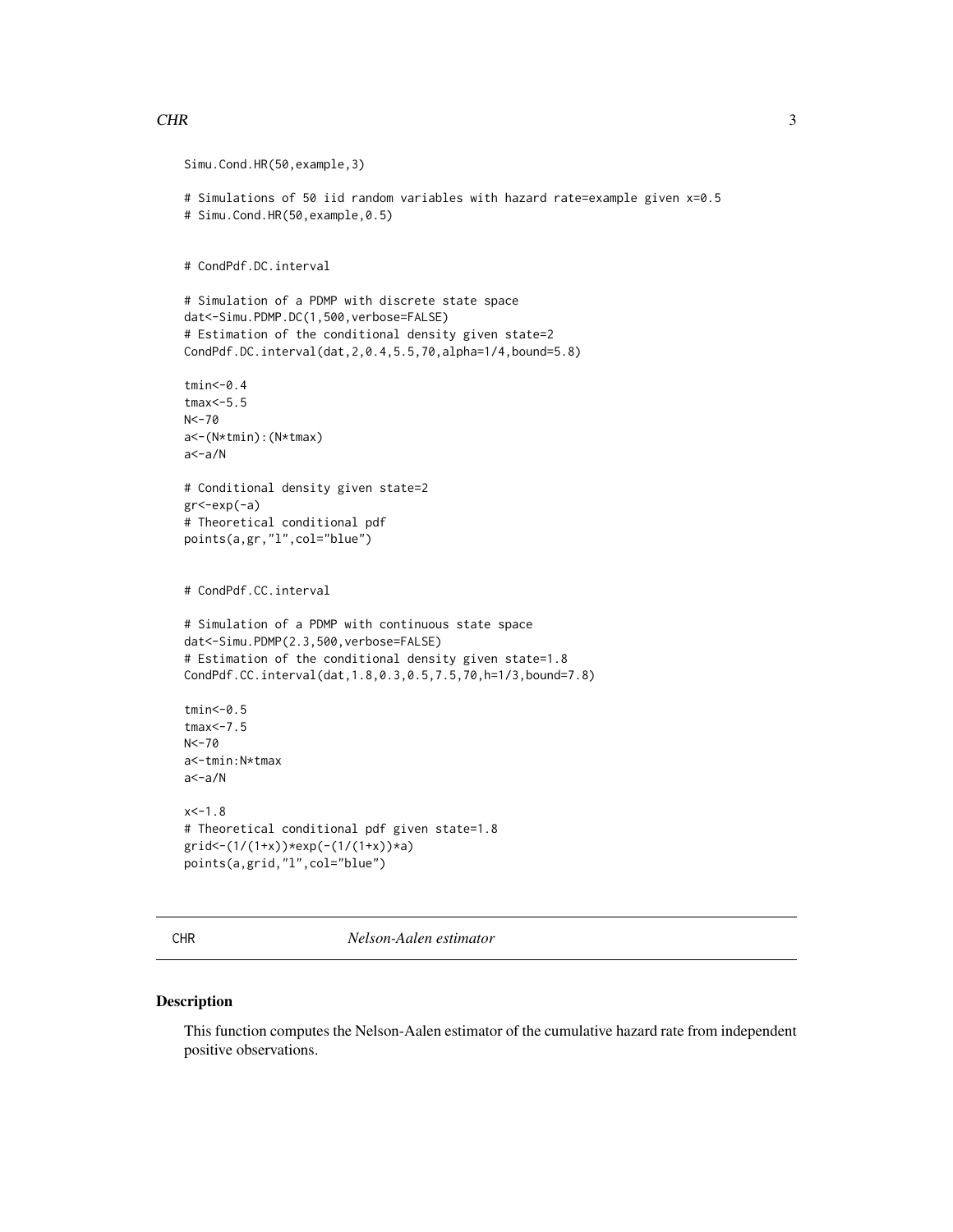```
Simu.Cond.HR(50,example,3)

# Simulations of 50 iid random variables with hazard rate=example given x=0.5
# Simu.Cond.HR(50,example,0.5)


# CondPdf.DC.interval

# Simulation of a PDMP with discrete state space
dat<-Simu.PDMP.DC(1,500,verbose=FALSE)
# Estimation of the conditional density given state=2
CondPdf.DC.interval(dat,2,0.4,5.5,70,alpha=1/4,bound=5.8)

tmin<-0.4
tmax<-5.5
N<-70
a<-(N*tmin):(N*tmax)
a<-a/N

# Conditional density given state=2
gr<-exp(-a)
# Theoretical conditional pdf
points(a,gr,"l",col="blue")


# CondPdf.CC.interval

# Simulation of a PDMP with continuous state space
dat<-Simu.PDMP(2.3,500,verbose=FALSE)
# Estimation of the conditional density given state=1.8
CondPdf.CC.interval(dat,1.8,0.3,0.5,7.5,70,h=1/3,bound=7.8)

tmin<-0.5
tmax<-7.5
N<-70
a<-tmin:N*tmax
a<-a/N

x<-1.8
# Theoretical conditional pdf given state=1.8
grid<-(1/(1+x))*exp(-(1/(1+x))*a)
points(a,grid,"l",col="blue")
```

---

CHR *Nelson-Aalen estimator*

---

## Description

This function computes the Nelson-Aalen estimator of the cumulative hazard rate from independent positive observations.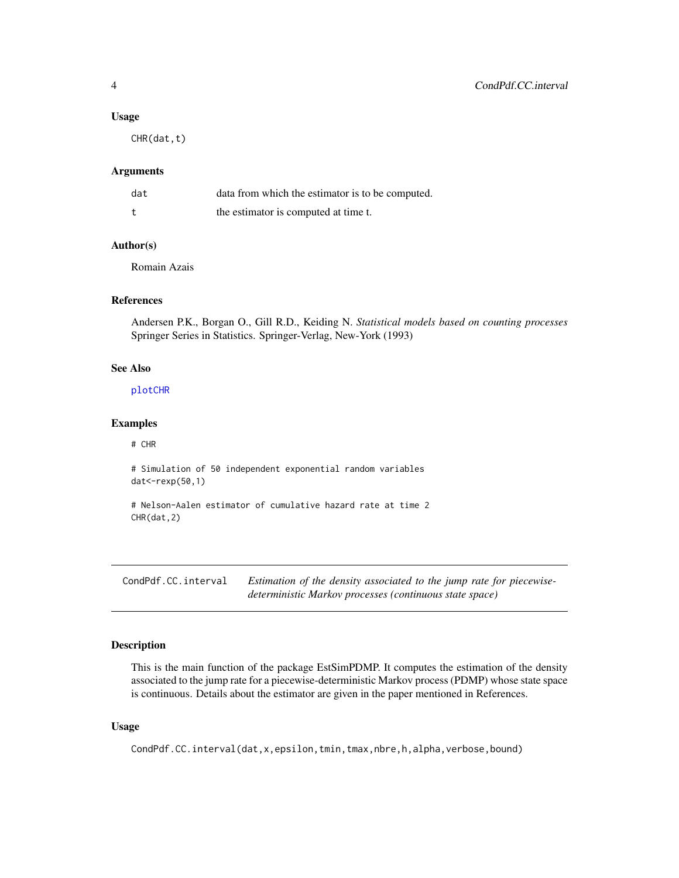### Usage

```
CHR(dat,t)
```

### Arguments

| | |
|---|---|
| dat | data from which the estimator is to be computed. |
| t | the estimator is computed at time t. |

### Author(s)

Romain Azais

### References

Andersen P.K., Borgan O., Gill R.D., Keiding N. *Statistical models based on counting processes* Springer Series in Statistics. Springer-Verlag, New-York (1993)

### See Also

plotCHR

### Examples

```
# CHR

# Simulation of 50 independent exponential random variables
dat<-rexp(50,1)

# Nelson-Aalen estimator of cumulative hazard rate at time 2
CHR(dat,2)
```

---

## CondPdf.CC.interval — *Estimation of the density associated to the jump rate for piecewise-deterministic Markov processes (continuous state space)*

---

### Description

This is the main function of the package EstSimPDMP. It computes the estimation of the density associated to the jump rate for a piecewise-deterministic Markov process (PDMP) whose state space is continuous. Details about the estimator are given in the paper mentioned in References.

### Usage

```
CondPdf.CC.interval(dat,x,epsilon,tmin,tmax,nbre,h,alpha,verbose,bound)
```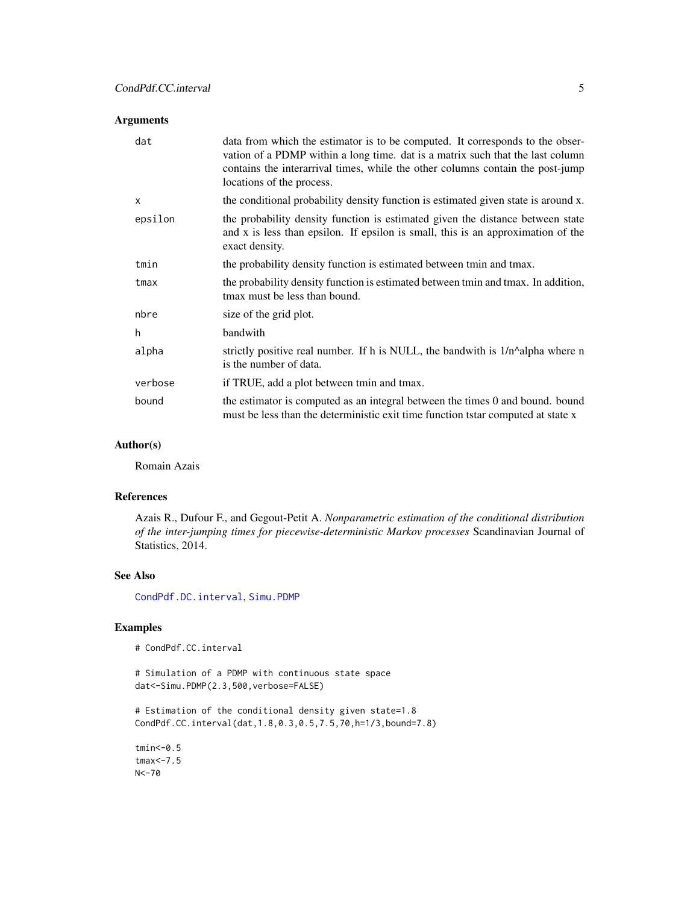### Arguments

| | |
|---|---|
| dat | data from which the estimator is to be computed. It corresponds to the observation of a PDMP within a long time. dat is a matrix such that the last column contains the interarrival times, while the other columns contain the post-jump locations of the process. |
| x | the conditional probability density function is estimated given state is around x. |
| epsilon | the probability density function is estimated given the distance between state and x is less than epsilon. If epsilon is small, this is an approximation of the exact density. |
| tmin | the probability density function is estimated between tmin and tmax. |
| tmax | the probability density function is estimated between tmin and tmax. In addition, tmax must be less than bound. |
| nbre | size of the grid plot. |
| h | bandwith |
| alpha | strictly positive real number. If h is NULL, the bandwith is 1/n^alpha where n is the number of data. |
| verbose | if TRUE, add a plot between tmin and tmax. |
| bound | the estimator is computed as an integral between the times 0 and bound. bound must be less than the deterministic exit time function tstar computed at state x |

### Author(s)

Romain Azais

### References

Azais R., Dufour F., and Gegout-Petit A. *Nonparametric estimation of the conditional distribution of the inter-jumping times for piecewise-deterministic Markov processes* Scandinavian Journal of Statistics, 2014.

### See Also

CondPdf.DC.interval, Simu.PDMP

### Examples

```
# CondPdf.CC.interval

# Simulation of a PDMP with continuous state space
dat<-Simu.PDMP(2.3,500,verbose=FALSE)

# Estimation of the conditional density given state=1.8
CondPdf.CC.interval(dat,1.8,0.3,0.5,7.5,70,h=1/3,bound=7.8)

tmin<-0.5
tmax<-7.5
N<-70
```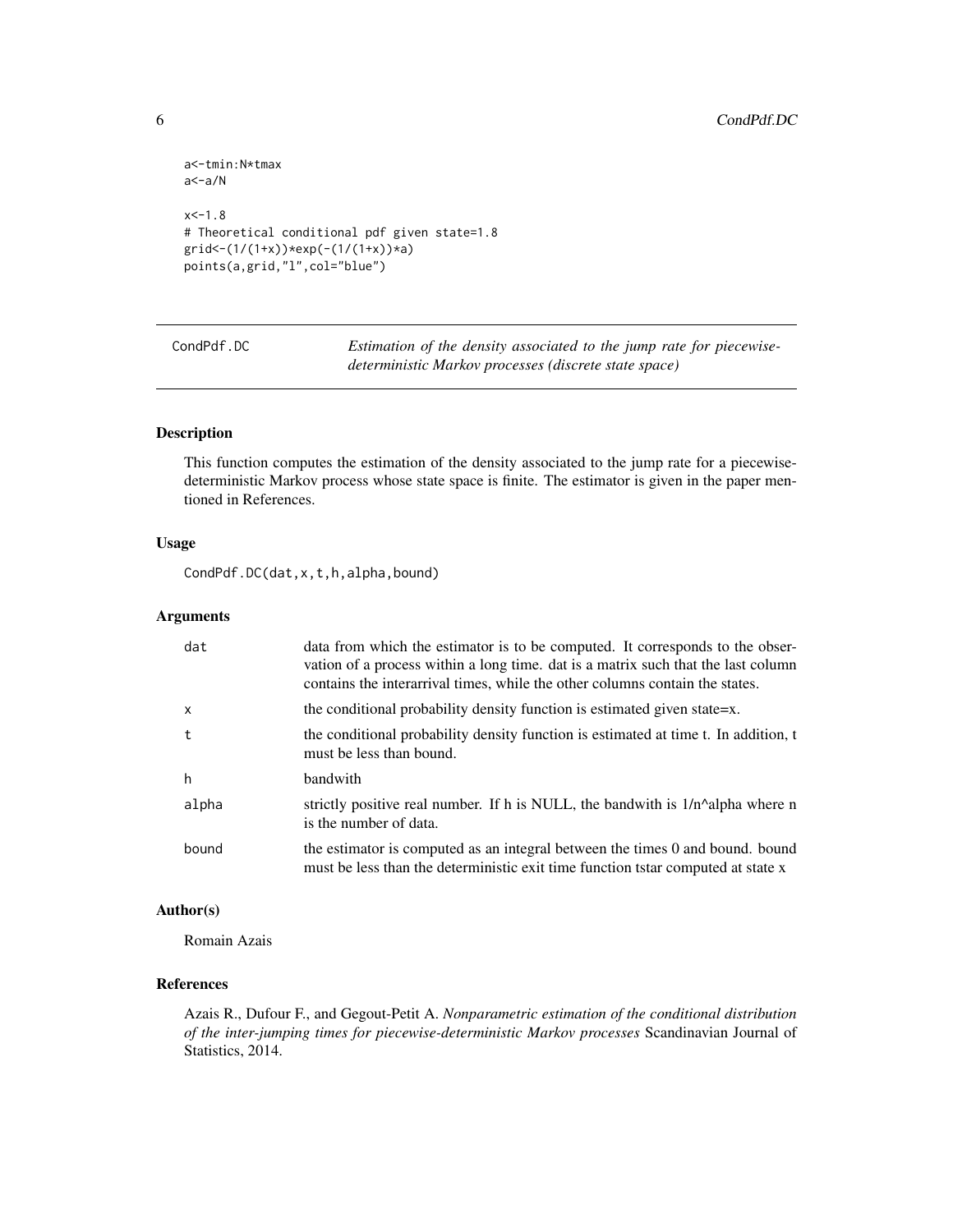```
a<-tmin:N*tmax
a<-a/N

x<-1.8
# Theoretical conditional pdf given state=1.8
grid<-(1/(1+x))*exp(-(1/(1+x))*a)
points(a,grid,"l",col="blue")
```

---

## CondPdf.DC *Estimation of the density associated to the jump rate for piecewise-deterministic Markov processes (discrete state space)*

---

### Description

This function computes the estimation of the density associated to the jump rate for a piecewise-deterministic Markov process whose state space is finite. The estimator is given in the paper mentioned in References.

### Usage

```
CondPdf.DC(dat,x,t,h,alpha,bound)
```

### Arguments

| | |
|---|---|
| dat | data from which the estimator is to be computed. It corresponds to the observation of a process within a long time. dat is a matrix such that the last column contains the interarrival times, while the other columns contain the states. |
| x | the conditional probability density function is estimated given state=x. |
| t | the conditional probability density function is estimated at time t. In addition, t must be less than bound. |
| h | bandwith |
| alpha | strictly positive real number. If h is NULL, the bandwith is 1/n^alpha where n is the number of data. |
| bound | the estimator is computed as an integral between the times 0 and bound. bound must be less than the deterministic exit time function tstar computed at state x |

### Author(s)

Romain Azais

### References

Azais R., Dufour F., and Gegout-Petit A. *Nonparametric estimation of the conditional distribution of the inter-jumping times for piecewise-deterministic Markov processes* Scandinavian Journal of Statistics, 2014.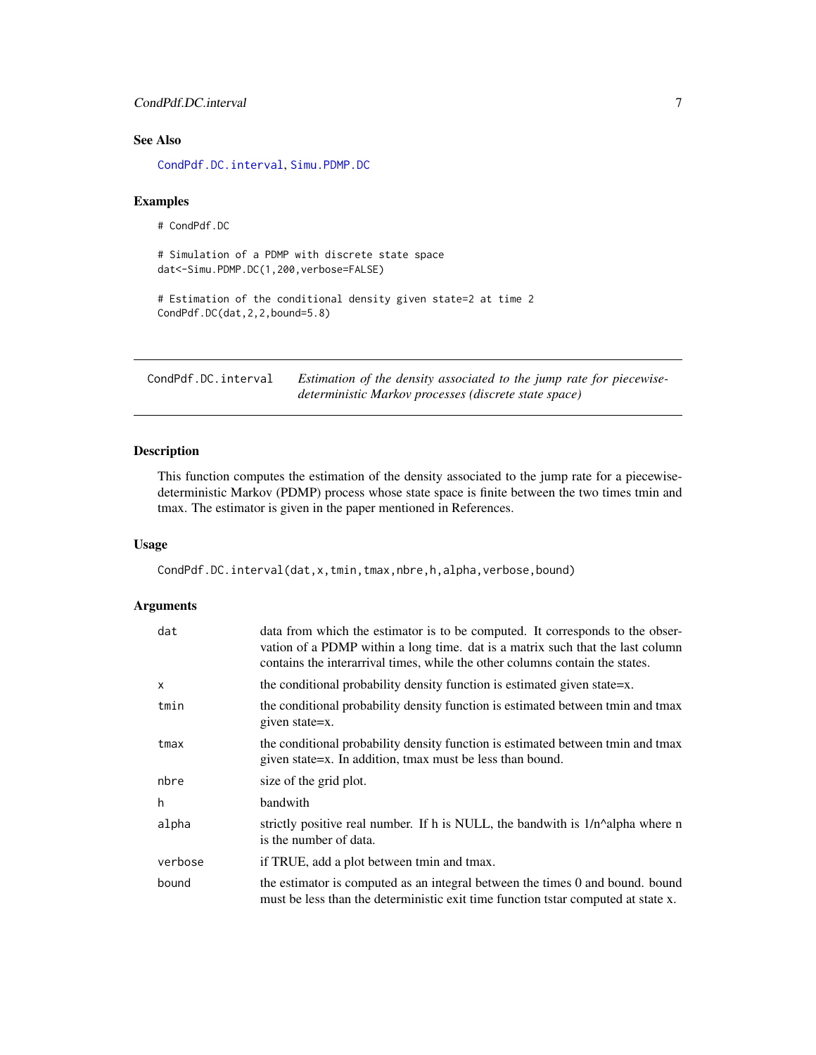### See Also

CondPdf.DC.interval, Simu.PDMP.DC

### Examples

```
# CondPdf.DC

# Simulation of a PDMP with discrete state space
dat<-Simu.PDMP.DC(1,200,verbose=FALSE)

# Estimation of the conditional density given state=2 at time 2
CondPdf.DC(dat,2,2,bound=5.8)
```

---

## CondPdf.DC.interval — *Estimation of the density associated to the jump rate for piecewise-deterministic Markov processes (discrete state space)*

---

### Description

This function computes the estimation of the density associated to the jump rate for a piecewise-deterministic Markov (PDMP) process whose state space is finite between the two times tmin and tmax. The estimator is given in the paper mentioned in References.

### Usage

```
CondPdf.DC.interval(dat,x,tmin,tmax,nbre,h,alpha,verbose,bound)
```

### Arguments

| | |
|---|---|
| dat | data from which the estimator is to be computed. It corresponds to the observation of a PDMP within a long time. dat is a matrix such that the last column contains the interarrival times, while the other columns contain the states. |
| x | the conditional probability density function is estimated given state=x. |
| tmin | the conditional probability density function is estimated between tmin and tmax given state=x. |
| tmax | the conditional probability density function is estimated between tmin and tmax given state=x. In addition, tmax must be less than bound. |
| nbre | size of the grid plot. |
| h | bandwith |
| alpha | strictly positive real number. If h is NULL, the bandwith is 1/n^alpha where n is the number of data. |
| verbose | if TRUE, add a plot between tmin and tmax. |
| bound | the estimator is computed as an integral between the times 0 and bound. bound must be less than the deterministic exit time function tstar computed at state x. |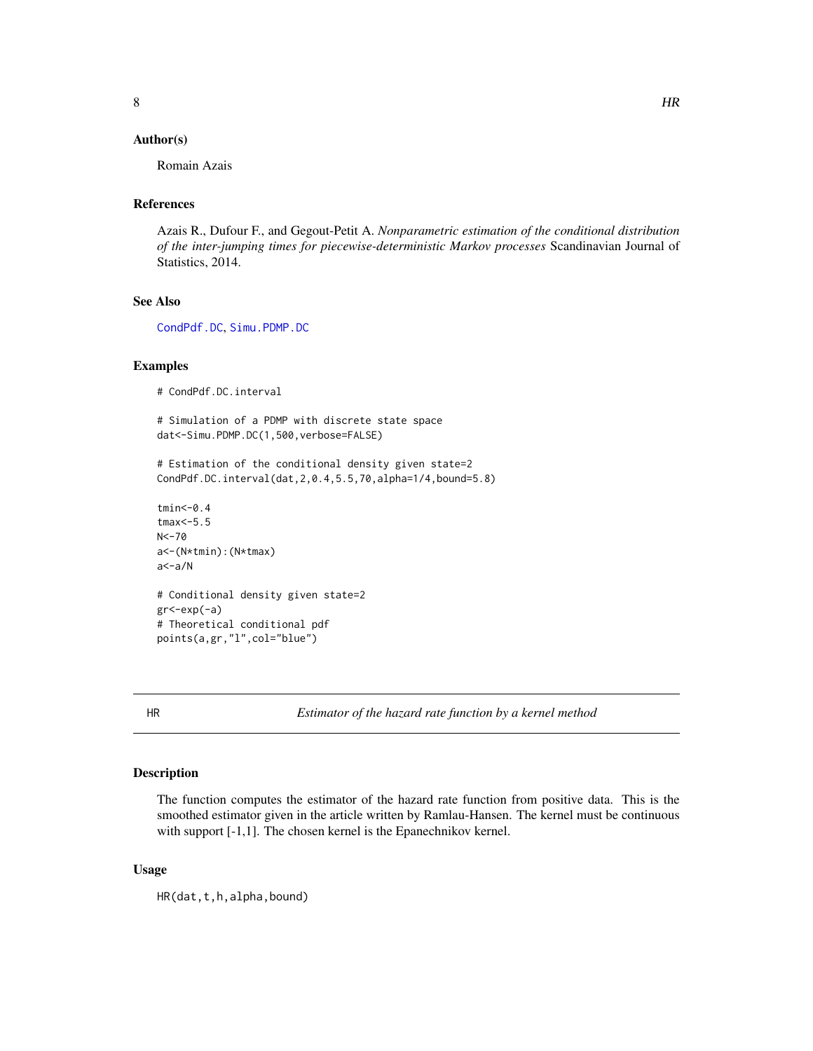## Author(s)

Romain Azais

## References

Azais R., Dufour F., and Gegout-Petit A. *Nonparametric estimation of the conditional distribution of the inter-jumping times for piecewise-deterministic Markov processes* Scandinavian Journal of Statistics, 2014.

## See Also

CondPdf.DC, Simu.PDMP.DC

## Examples

```
# CondPdf.DC.interval

# Simulation of a PDMP with discrete state space
dat<-Simu.PDMP.DC(1,500,verbose=FALSE)

# Estimation of the conditional density given state=2
CondPdf.DC.interval(dat,2,0.4,5.5,70,alpha=1/4,bound=5.8)

tmin<-0.4
tmax<-5.5
N<-70
a<-(N*tmin):(N*tmax)
a<-a/N

# Conditional density given state=2
gr<-exp(-a)
# Theoretical conditional pdf
points(a,gr,"l",col="blue")
```

---

# HR — *Estimator of the hazard rate function by a kernel method*

## Description

The function computes the estimator of the hazard rate function from positive data. This is the smoothed estimator given in the article written by Ramlau-Hansen. The kernel must be continuous with support [-1,1]. The chosen kernel is the Epanechnikov kernel.

## Usage

```
HR(dat,t,h,alpha,bound)
```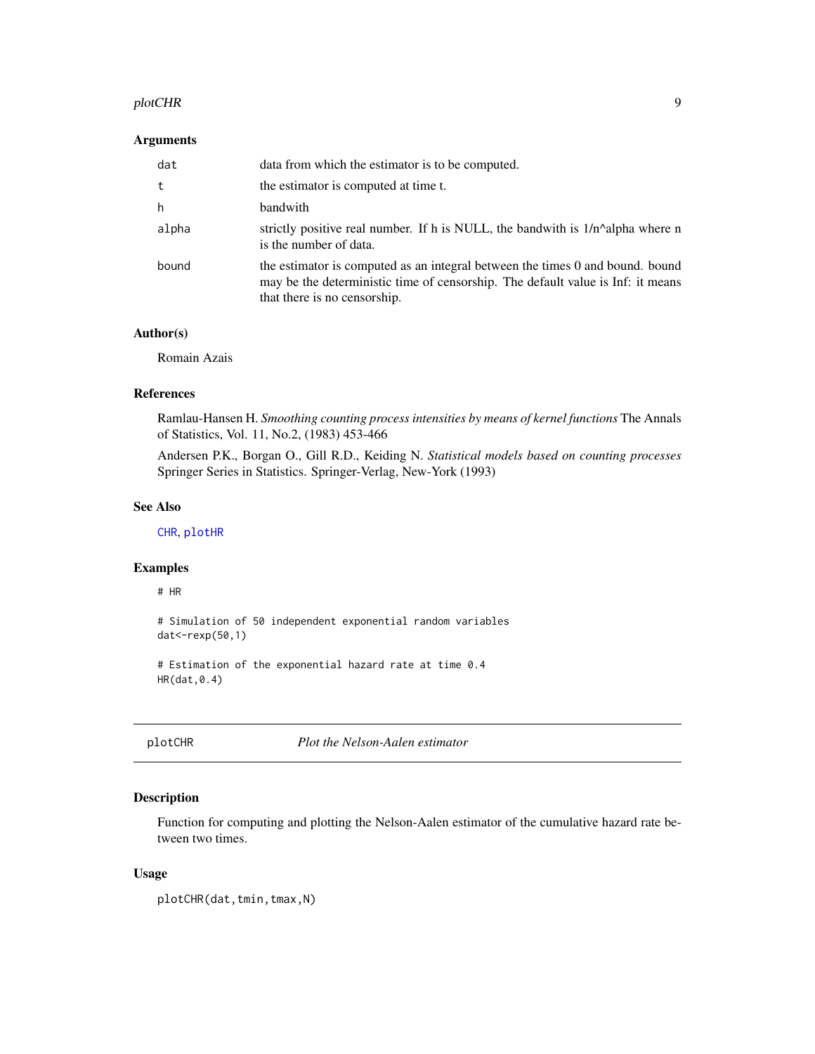### Arguments

| | |
|---|---|
| dat | data from which the estimator is to be computed. |
| t | the estimator is computed at time t. |
| h | bandwith |
| alpha | strictly positive real number. If h is NULL, the bandwith is 1/n^alpha where n is the number of data. |
| bound | the estimator is computed as an integral between the times 0 and bound. bound may be the deterministic time of censorship. The default value is Inf: it means that there is no censorship. |

### Author(s)

Romain Azais

### References

Ramlau-Hansen H. *Smoothing counting process intensities by means of kernel functions* The Annals of Statistics, Vol. 11, No.2, (1983) 453-466

Andersen P.K., Borgan O., Gill R.D., Keiding N. *Statistical models based on counting processes* Springer Series in Statistics. Springer-Verlag, New-York (1993)

### See Also

CHR, plotHR

### Examples

```
# HR

# Simulation of 50 independent exponential random variables
dat<-rexp(50,1)

# Estimation of the exponential hazard rate at time 0.4
HR(dat,0.4)
```

## plotCHR *Plot the Nelson-Aalen estimator*

### Description

Function for computing and plotting the Nelson-Aalen estimator of the cumulative hazard rate between two times.

### Usage

```
plotCHR(dat,tmin,tmax,N)
```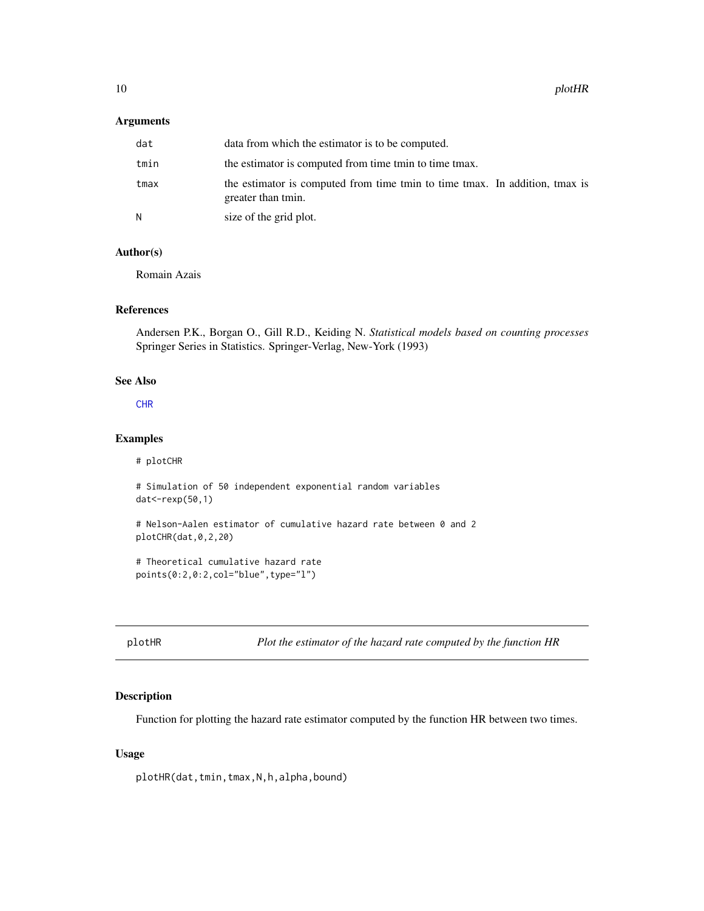## Arguments

| | |
|---|---|
| `dat` | data from which the estimator is to be computed. |
| `tmin` | the estimator is computed from time tmin to time tmax. |
| `tmax` | the estimator is computed from time tmin to time tmax. In addition, tmax is greater than tmin. |
| `N` | size of the grid plot. |

## Author(s)

Romain Azais

## References

Andersen P.K., Borgan O., Gill R.D., Keiding N. *Statistical models based on counting processes* Springer Series in Statistics. Springer-Verlag, New-York (1993)

## See Also

`CHR`

## Examples

```
# plotCHR

# Simulation of 50 independent exponential random variables
dat<-rexp(50,1)

# Nelson-Aalen estimator of cumulative hazard rate between 0 and 2
plotCHR(dat,0,2,20)

# Theoretical cumulative hazard rate
points(0:2,0:2,col="blue",type="l")
```

---

# plotHR *Plot the estimator of the hazard rate computed by the function HR*

## Description

Function for plotting the hazard rate estimator computed by the function HR between two times.

## Usage

```
plotHR(dat,tmin,tmax,N,h,alpha,bound)
```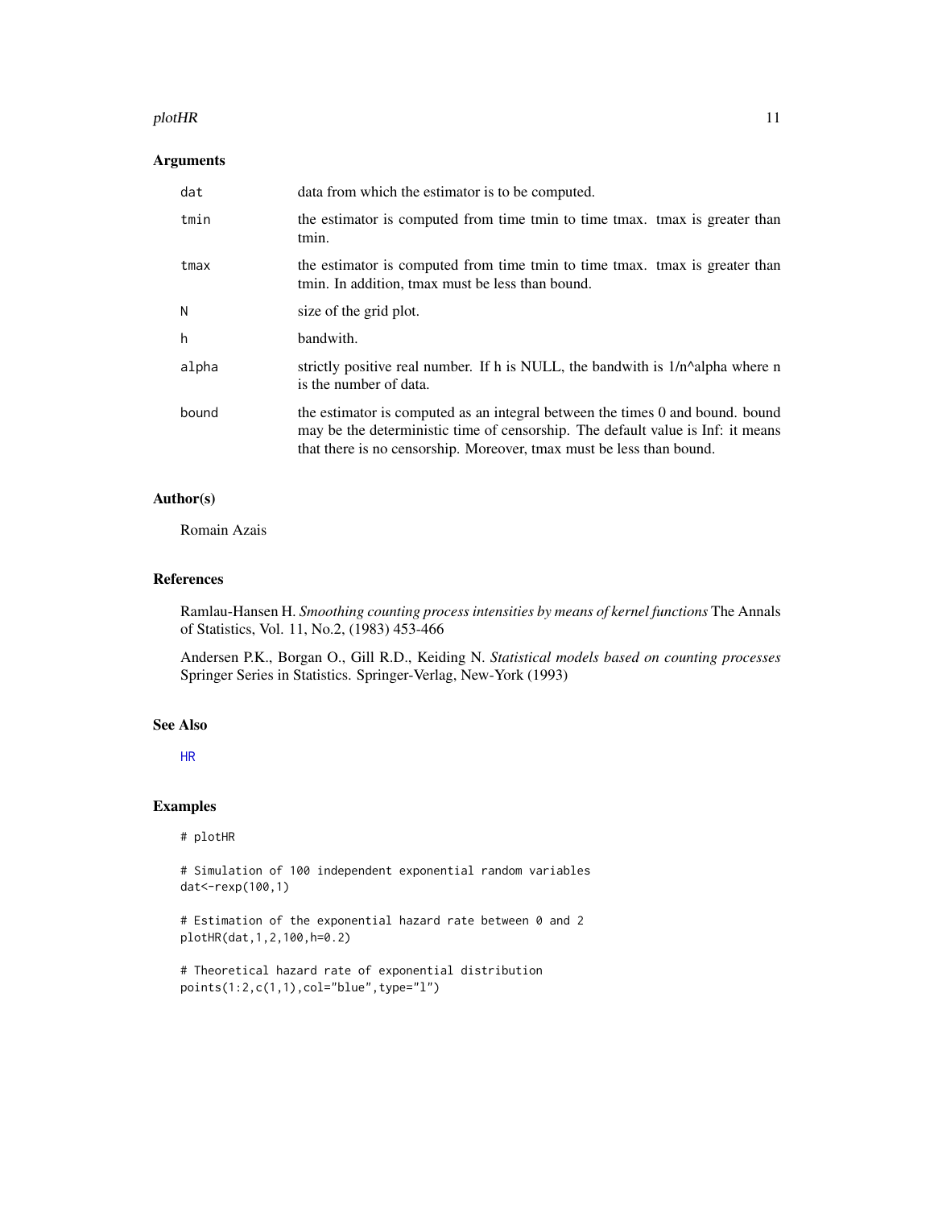### Arguments

| | |
|---|---|
| `dat` | data from which the estimator is to be computed. |
| `tmin` | the estimator is computed from time tmin to time tmax. tmax is greater than tmin. |
| `tmax` | the estimator is computed from time tmin to time tmax. tmax is greater than tmin. In addition, tmax must be less than bound. |
| `N` | size of the grid plot. |
| `h` | bandwith. |
| `alpha` | strictly positive real number. If h is NULL, the bandwith is 1/n^alpha where n is the number of data. |
| `bound` | the estimator is computed as an integral between the times 0 and bound. bound may be the deterministic time of censorship. The default value is Inf: it means that there is no censorship. Moreover, tmax must be less than bound. |

### Author(s)

Romain Azais

### References

Ramlau-Hansen H. *Smoothing counting process intensities by means of kernel functions* The Annals of Statistics, Vol. 11, No.2, (1983) 453-466

Andersen P.K., Borgan O., Gill R.D., Keiding N. *Statistical models based on counting processes* Springer Series in Statistics. Springer-Verlag, New-York (1993)

### See Also

HR

### Examples

```
# plotHR

# Simulation of 100 independent exponential random variables
dat<-rexp(100,1)

# Estimation of the exponential hazard rate between 0 and 2
plotHR(dat,1,2,100,h=0.2)

# Theoretical hazard rate of exponential distribution
points(1:2,c(1,1),col="blue",type="l")
```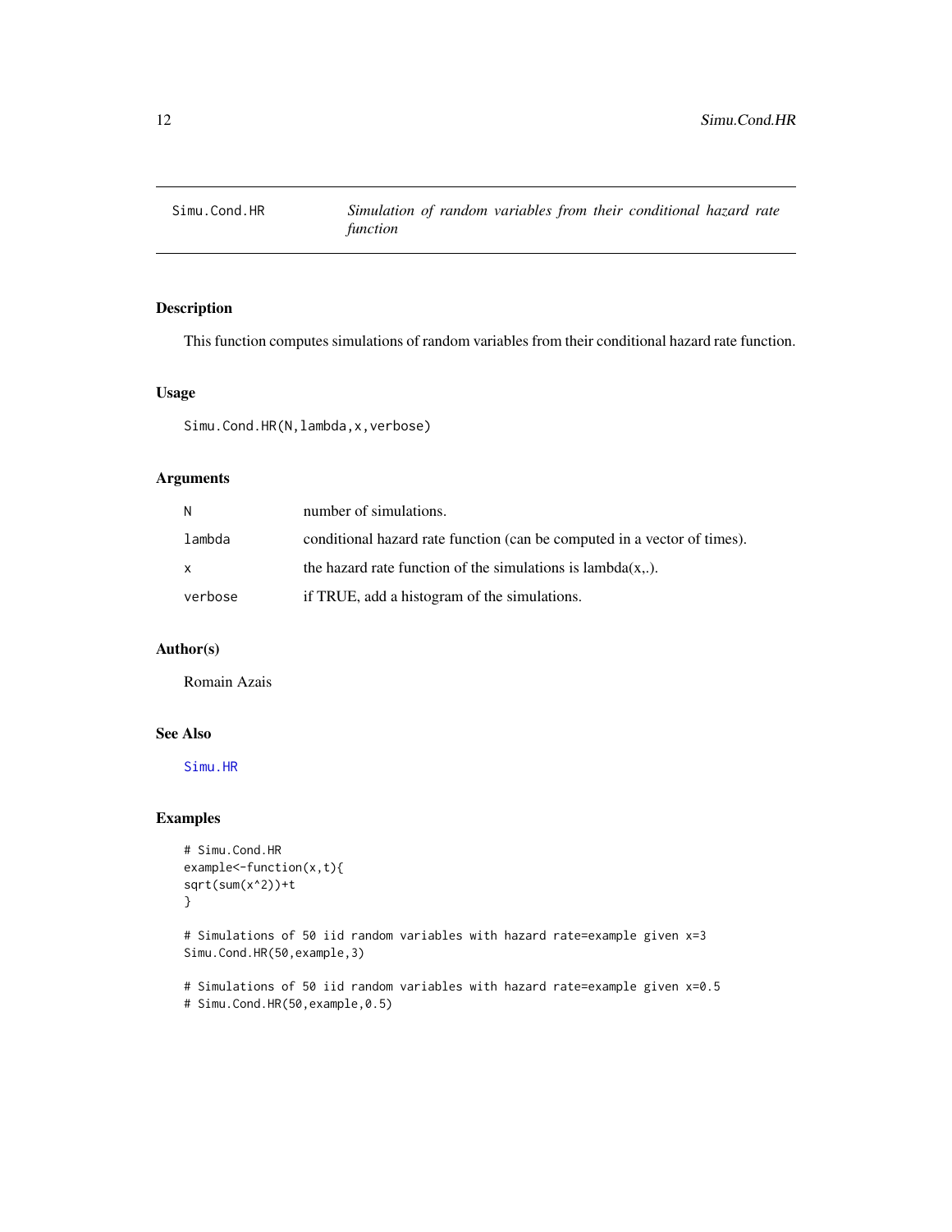# Simu.Cond.HR — *Simulation of random variables from their conditional hazard rate function*

## Description

This function computes simulations of random variables from their conditional hazard rate function.

## Usage

```
Simu.Cond.HR(N,lambda,x,verbose)
```

## Arguments

| | |
|---|---|
| N | number of simulations. |
| lambda | conditional hazard rate function (can be computed in a vector of times). |
| x | the hazard rate function of the simulations is lambda(x,.). |
| verbose | if TRUE, add a histogram of the simulations. |

## Author(s)

Romain Azais

## See Also

Simu.HR

## Examples

```
# Simu.Cond.HR
example<-function(x,t){
sqrt(sum(x^2))+t
}

# Simulations of 50 iid random variables with hazard rate=example given x=3
Simu.Cond.HR(50,example,3)

# Simulations of 50 iid random variables with hazard rate=example given x=0.5
# Simu.Cond.HR(50,example,0.5)
```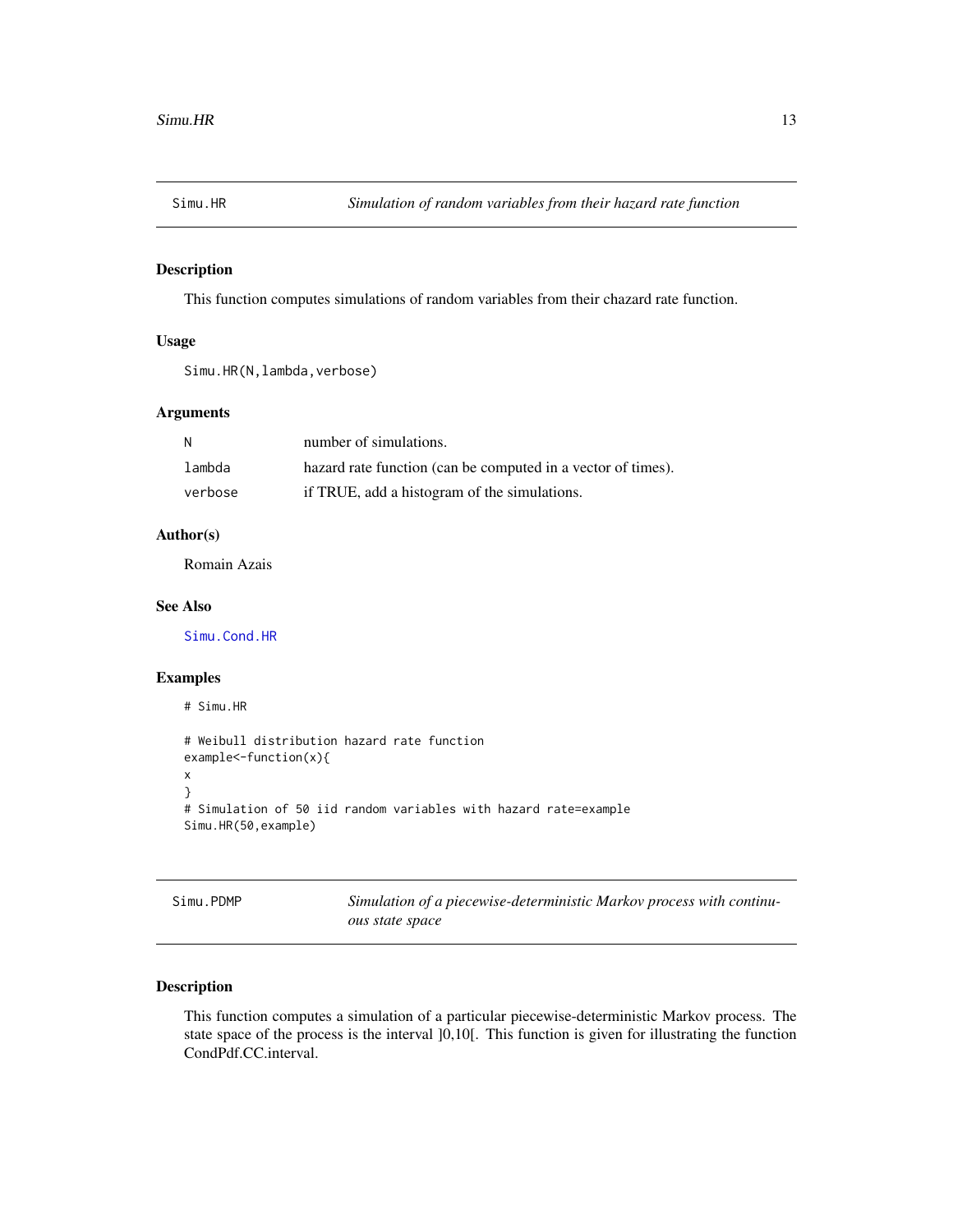## Simu.HR — *Simulation of random variables from their hazard rate function*

### Description

This function computes simulations of random variables from their chazard rate function.

### Usage

```
Simu.HR(N,lambda,verbose)
```

### Arguments

| | |
|---|---|
| N | number of simulations. |
| lambda | hazard rate function (can be computed in a vector of times). |
| verbose | if TRUE, add a histogram of the simulations. |

### Author(s)

Romain Azais

### See Also

Simu.Cond.HR

### Examples

```
# Simu.HR

# Weibull distribution hazard rate function
example<-function(x){
x
}
# Simulation of 50 iid random variables with hazard rate=example
Simu.HR(50,example)
```

## Simu.PDMP — *Simulation of a piecewise-deterministic Markov process with continuous state space*

### Description

This function computes a simulation of a particular piecewise-deterministic Markov process. The state space of the process is the interval ]0,10[. This function is given for illustrating the function CondPdf.CC.interval.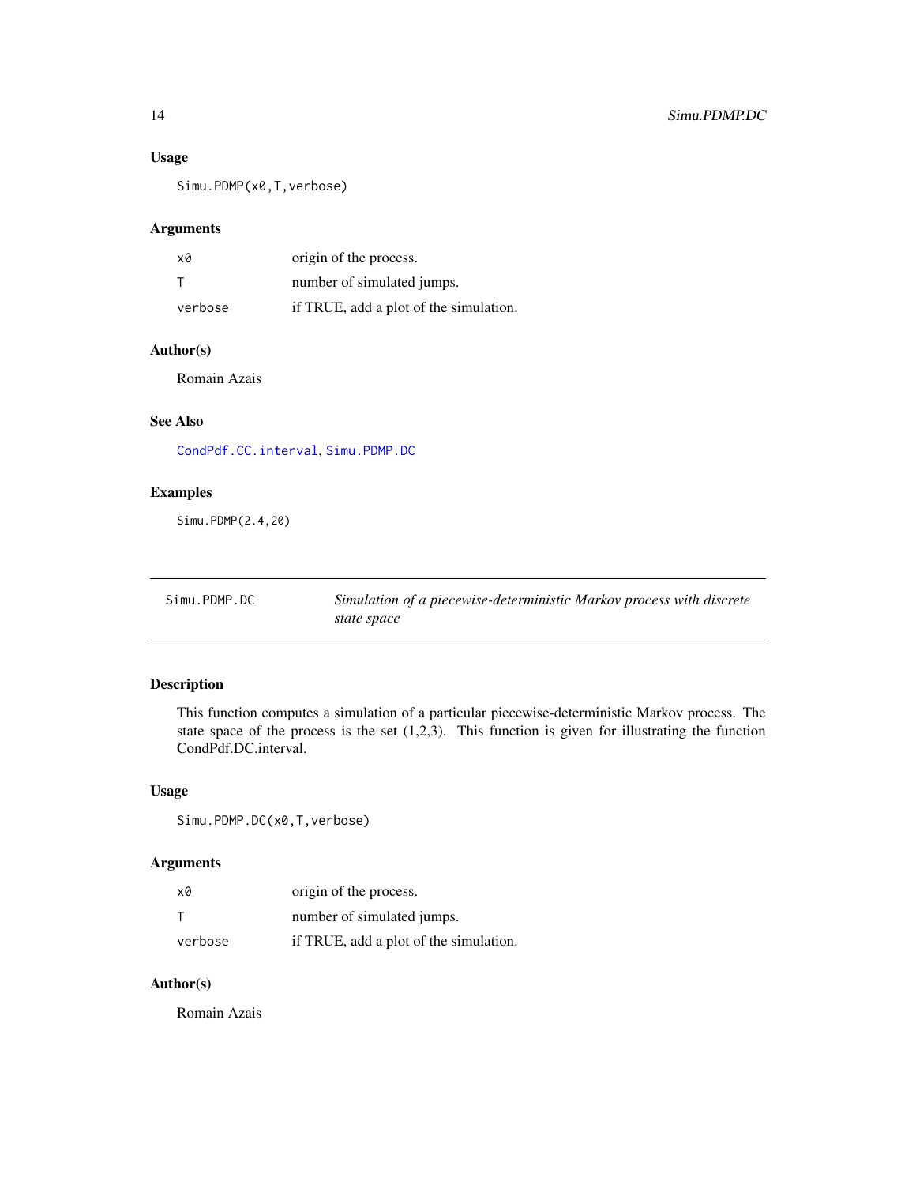### Usage

```
Simu.PDMP(x0,T,verbose)
```

### Arguments

| | |
|---|---|
| x0 | origin of the process. |
| T | number of simulated jumps. |
| verbose | if TRUE, add a plot of the simulation. |

### Author(s)

Romain Azais

### See Also

CondPdf.CC.interval, Simu.PDMP.DC

### Examples

```
Simu.PDMP(2.4,20)
```

---

## Simu.PDMP.DC — *Simulation of a piecewise-deterministic Markov process with discrete state space*

### Description

This function computes a simulation of a particular piecewise-deterministic Markov process. The state space of the process is the set (1,2,3). This function is given for illustrating the function CondPdf.DC.interval.

### Usage

```
Simu.PDMP.DC(x0,T,verbose)
```

### Arguments

| | |
|---|---|
| x0 | origin of the process. |
| T | number of simulated jumps. |
| verbose | if TRUE, add a plot of the simulation. |

### Author(s)

Romain Azais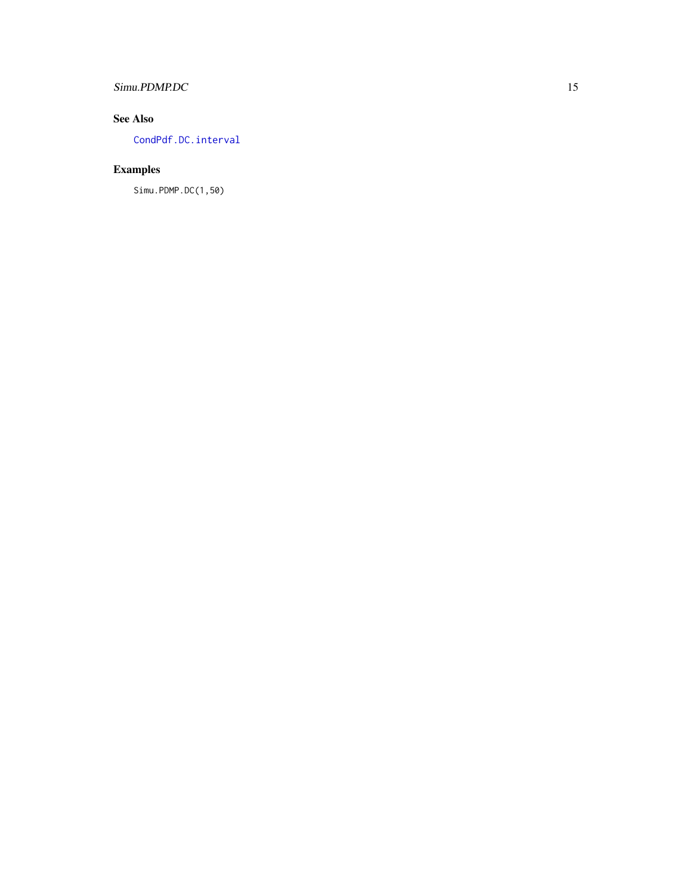## See Also

`CondPdf.DC.interval`

## Examples

```
Simu.PDMP.DC(1,50)
```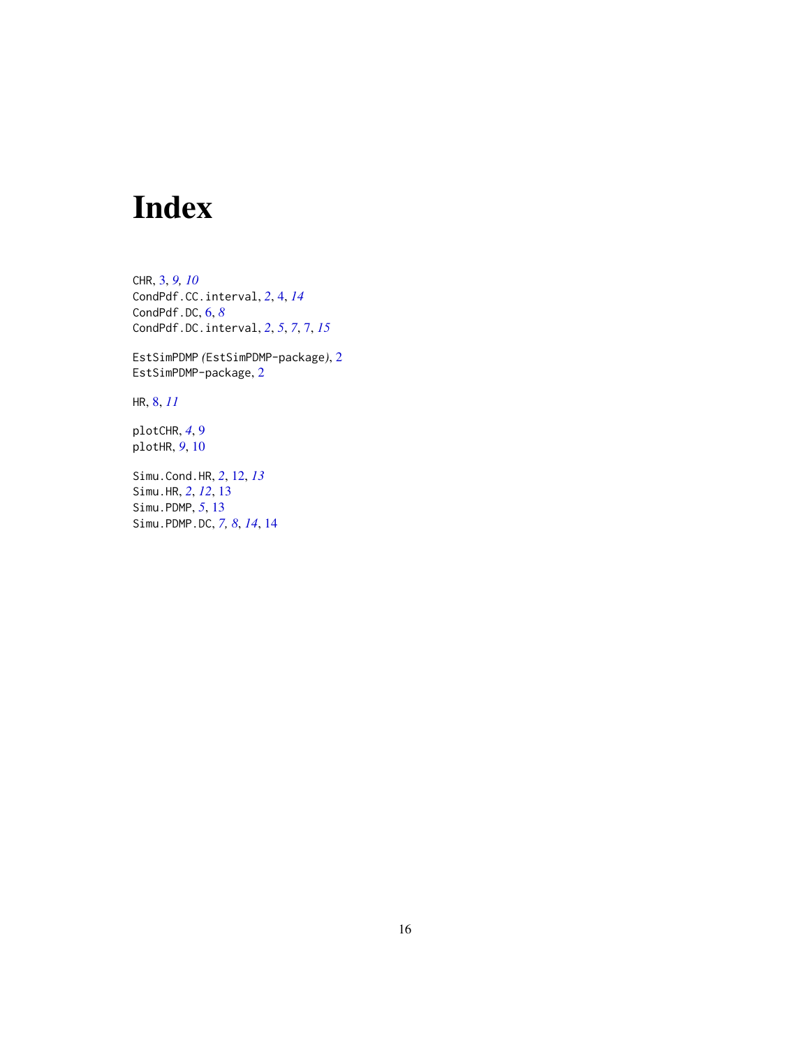# Index

CHR, 3, *9, 10*
CondPdf.CC.interval, *2*, 4, *14*
CondPdf.DC, 6, *8*
CondPdf.DC.interval, *2*, *5*, *7*, 7, *15*

EstSimPDMP *(*EstSimPDMP-package*)*, 2
EstSimPDMP-package, 2

HR, 8, *11*

plotCHR, *4*, 9
plotHR, *9*, 10

Simu.Cond.HR, *2*, 12, *13*
Simu.HR, *2*, *12*, 13
Simu.PDMP, *5*, 13
Simu.PDMP.DC, *7, 8*, *14*, 14